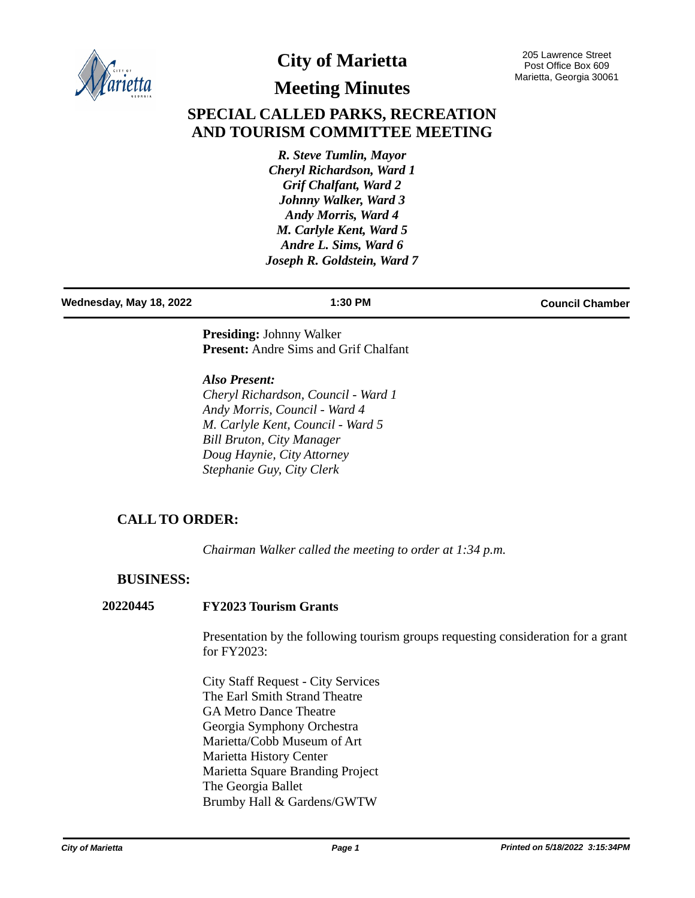# City of Marietta

205 Lawrence Street
Post Office Box 609
Marietta, Georgia 30061

# Meeting Minutes

## SPECIAL CALLED PARKS, RECREATION AND TOURISM COMMITTEE MEETING

*R. Steve Tumlin, Mayor*
*Cheryl Richardson, Ward 1*
*Grif Chalfant, Ward 2*
*Johnny Walker, Ward 3*
*Andy Morris, Ward 4*
*M. Carlyle Kent, Ward 5*
*Andre L. Sims, Ward 6*
*Joseph R. Goldstein, Ward 7*

**Wednesday, May 18, 2022** | **1:30 PM** | **Council Chamber**

**Presiding:** Johnny Walker
**Present:** Andre Sims and Grif Chalfant

***Also Present:***
*Cheryl Richardson, Council - Ward 1*
*Andy Morris, Council - Ward 4*
*M. Carlyle Kent, Council - Ward 5*
*Bill Bruton, City Manager*
*Doug Haynie, City Attorney*
*Stephanie Guy, City Clerk*

### CALL TO ORDER:

*Chairman Walker called the meeting to order at 1:34 p.m.*

### BUSINESS:

**20220445** **FY2023 Tourism Grants**

Presentation by the following tourism groups requesting consideration for a grant for FY2023:

City Staff Request - City Services
The Earl Smith Strand Theatre
GA Metro Dance Theatre
Georgia Symphony Orchestra
Marietta/Cobb Museum of Art
Marietta History Center
Marietta Square Branding Project
The Georgia Ballet
Brumby Hall & Gardens/GWTW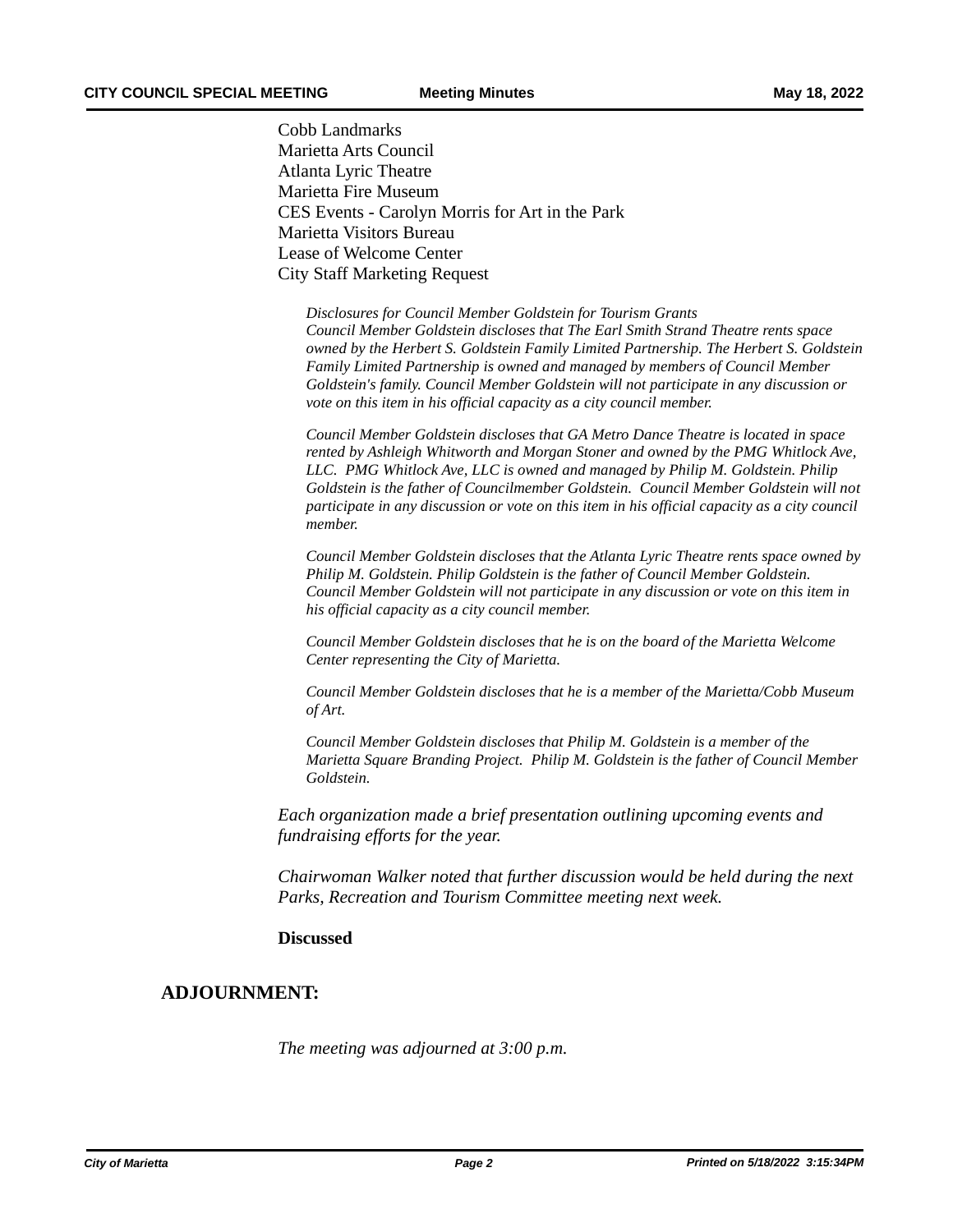Cobb Landmarks  
Marietta Arts Council  
Atlanta Lyric Theatre  
Marietta Fire Museum  
CES Events - Carolyn Morris for Art in the Park  
Marietta Visitors Bureau  
Lease of Welcome Center  
City Staff Marketing Request

*Disclosures for Council Member Goldstein for Tourism Grants*  
*Council Member Goldstein discloses that The Earl Smith Strand Theatre rents space owned by the Herbert S. Goldstein Family Limited Partnership. The Herbert S. Goldstein Family Limited Partnership is owned and managed by members of Council Member Goldstein's family. Council Member Goldstein will not participate in any discussion or vote on this item in his official capacity as a city council member.*

*Council Member Goldstein discloses that GA Metro Dance Theatre is located in space rented by Ashleigh Whitworth and Morgan Stoner and owned by the PMG Whitlock Ave, LLC. PMG Whitlock Ave, LLC is owned and managed by Philip M. Goldstein. Philip Goldstein is the father of Councilmember Goldstein. Council Member Goldstein will not participate in any discussion or vote on this item in his official capacity as a city council member.*

*Council Member Goldstein discloses that the Atlanta Lyric Theatre rents space owned by Philip M. Goldstein. Philip Goldstein is the father of Council Member Goldstein. Council Member Goldstein will not participate in any discussion or vote on this item in his official capacity as a city council member.*

*Council Member Goldstein discloses that he is on the board of the Marietta Welcome Center representing the City of Marietta.*

*Council Member Goldstein discloses that he is a member of the Marietta/Cobb Museum of Art.*

*Council Member Goldstein discloses that Philip M. Goldstein is a member of the Marietta Square Branding Project. Philip M. Goldstein is the father of Council Member Goldstein.*

*Each organization made a brief presentation outlining upcoming events and fundraising efforts for the year.*

*Chairwoman Walker noted that further discussion would be held during the next Parks, Recreation and Tourism Committee meeting next week.*

**Discussed**

## ADJOURNMENT:

*The meeting was adjourned at 3:00 p.m.*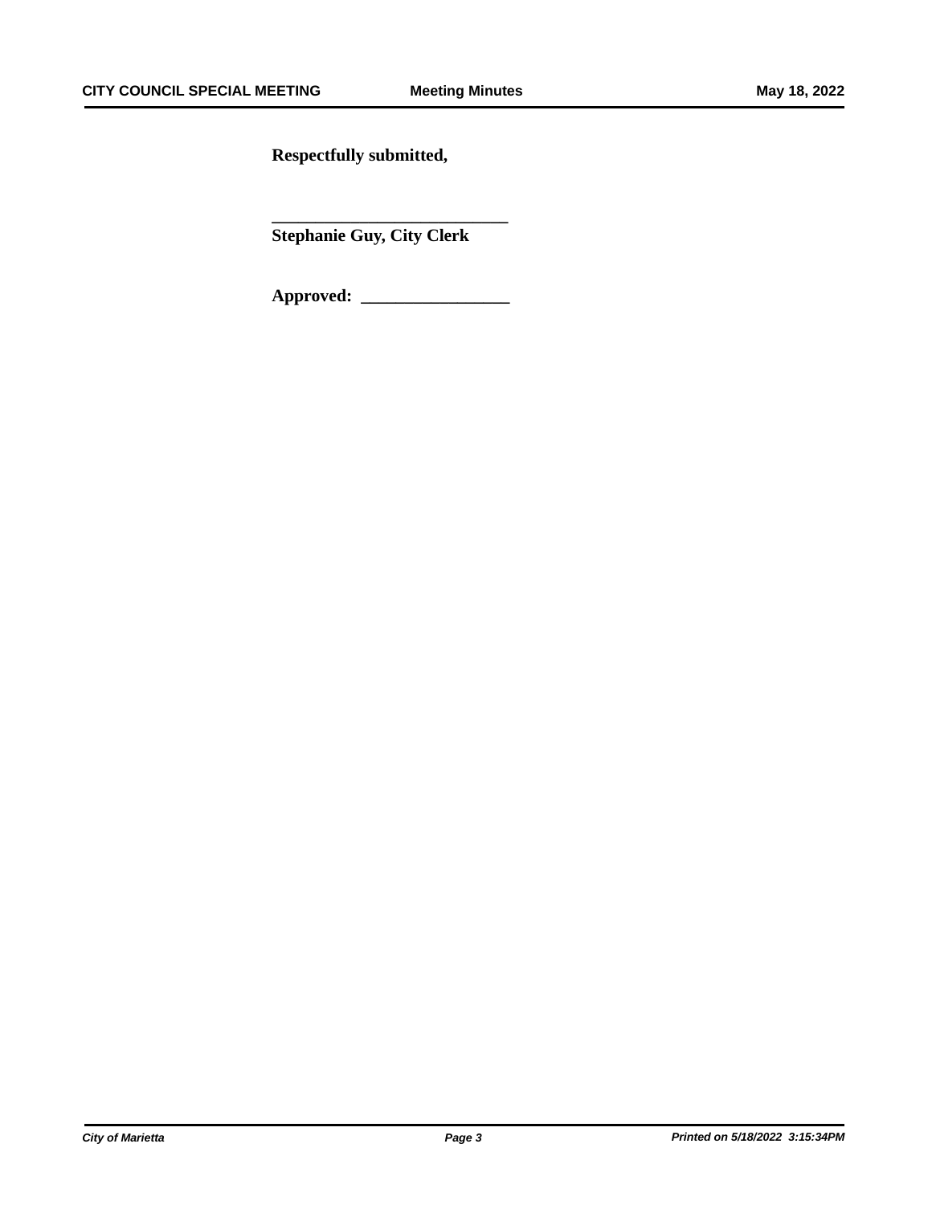**Respectfully submitted,**

**___________________________**
**Stephanie Guy, City Clerk**

**Approved: _________________**